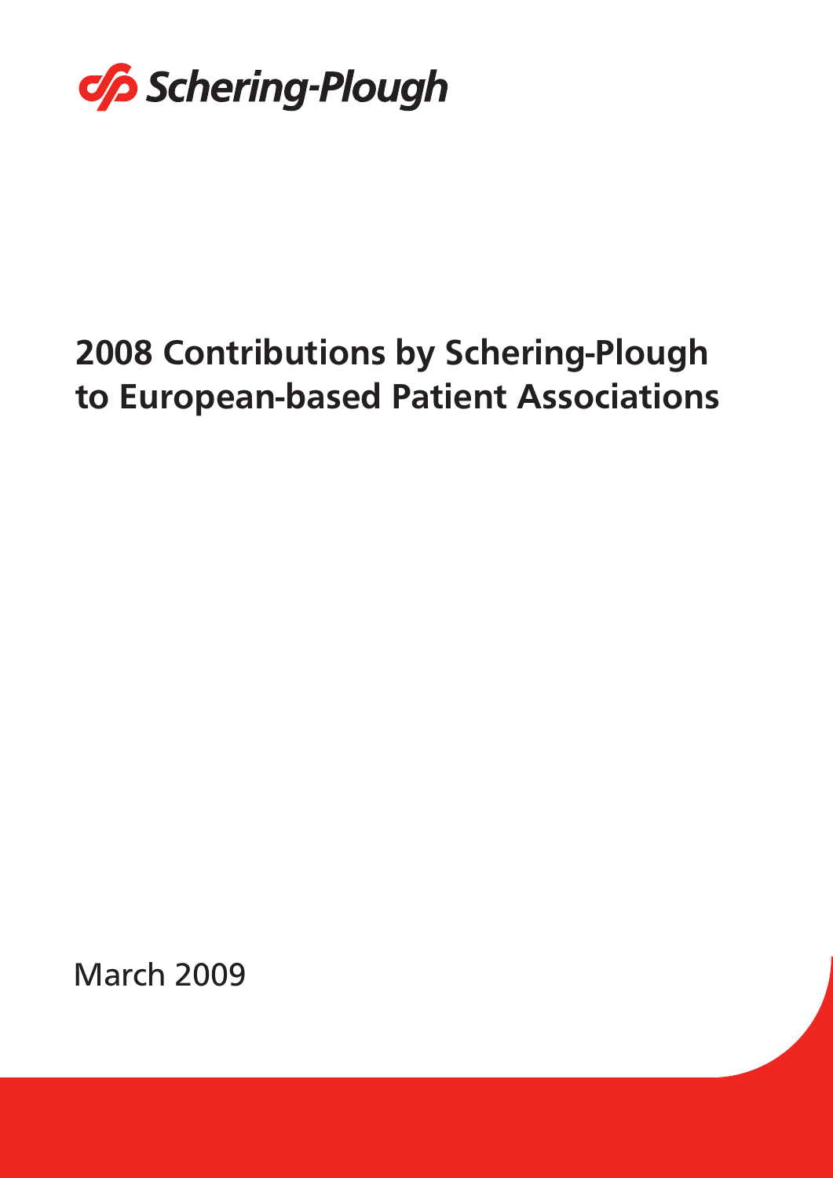Schering-Plough

# 2008 Contributions by Schering-Plough to European-based Patient Associations

March 2009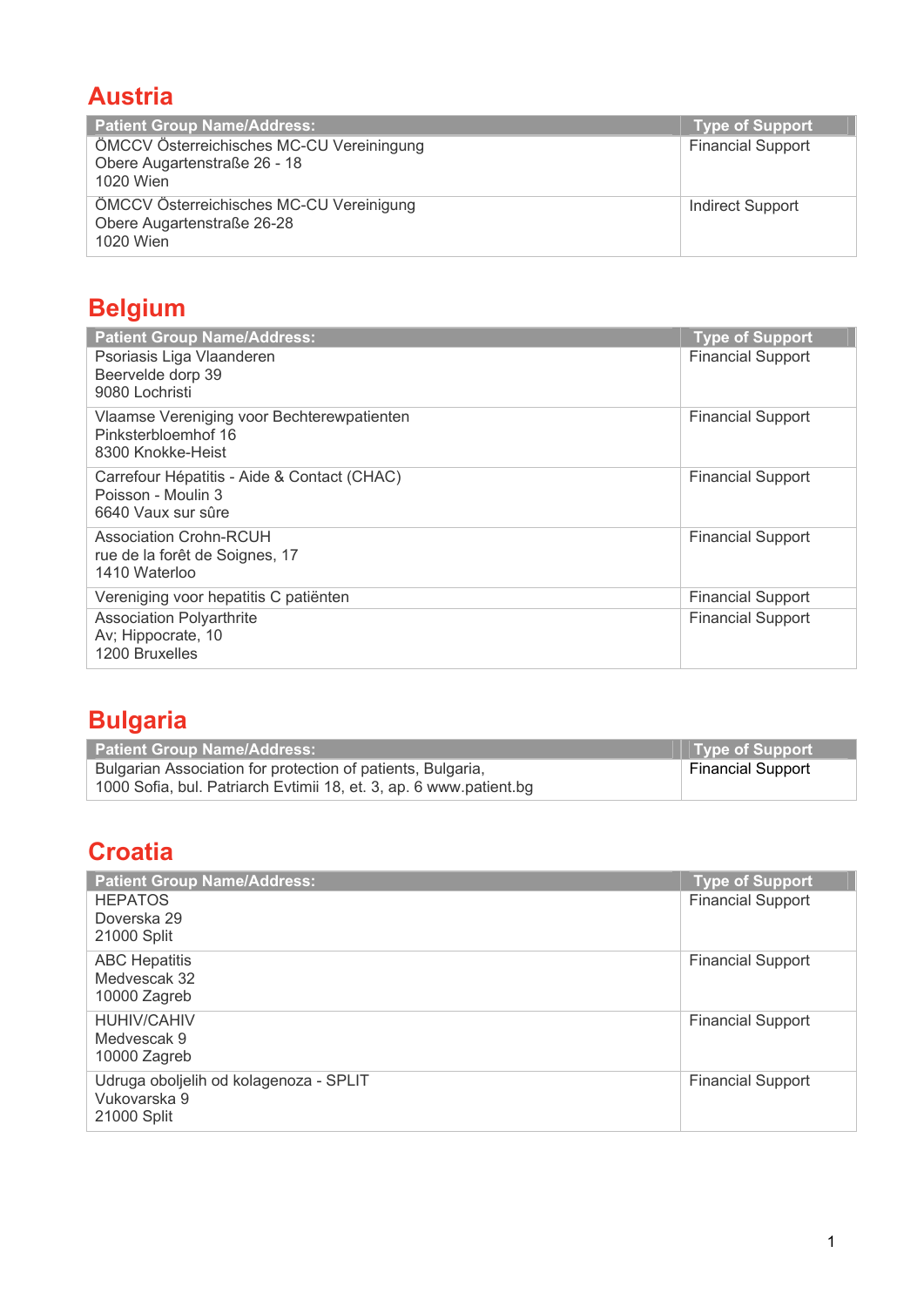## Austria

| Patient Group Name/Address: | Type of Support |
|---|---|
| ÖMCCV Österreichisches MC-CU Vereiningung<br>Obere Augartenstraße 26 - 18<br>1020 Wien | Financial Support |
| ÖMCCV Österreichisches MC-CU Vereinigung<br>Obere Augartenstraße 26-28<br>1020 Wien | Indirect Support |

## Belgium

| Patient Group Name/Address: | Type of Support |
|---|---|
| Psoriasis Liga Vlaanderen<br>Beervelde dorp 39<br>9080 Lochristi | Financial Support |
| Vlaamse Vereniging voor Bechterewpatienten<br>Pinksterbloemhof 16<br>8300 Knokke-Heist | Financial Support |
| Carrefour Hépatitis - Aide & Contact (CHAC)<br>Poisson - Moulin 3<br>6640 Vaux sur sûre | Financial Support |
| Association Crohn-RCUH<br>rue de la forêt de Soignes, 17<br>1410 Waterloo | Financial Support |
| Vereniging voor hepatitis C patiënten | Financial Support |
| Association Polyarthrite<br>Av; Hippocrate, 10<br>1200 Bruxelles | Financial Support |

## Bulgaria

| Patient Group Name/Address: | Type of Support |
|---|---|
| Bulgarian Association for protection of patients, Bulgaria,<br>1000 Sofia, bul. Patriarch Evtimii 18, et. 3, ap. 6 www.patient.bg | Financial Support |

## Croatia

| Patient Group Name/Address: | Type of Support |
|---|---|
| HEPATOS<br>Doverska 29<br>21000 Split | Financial Support |
| ABC Hepatitis<br>Medvescak 32<br>10000 Zagreb | Financial Support |
| HUHIV/CAHIV<br>Medvescak 9<br>10000 Zagreb | Financial Support |
| Udruga oboljelih od kolagenoza - SPLIT<br>Vukovarska 9<br>21000 Split | Financial Support |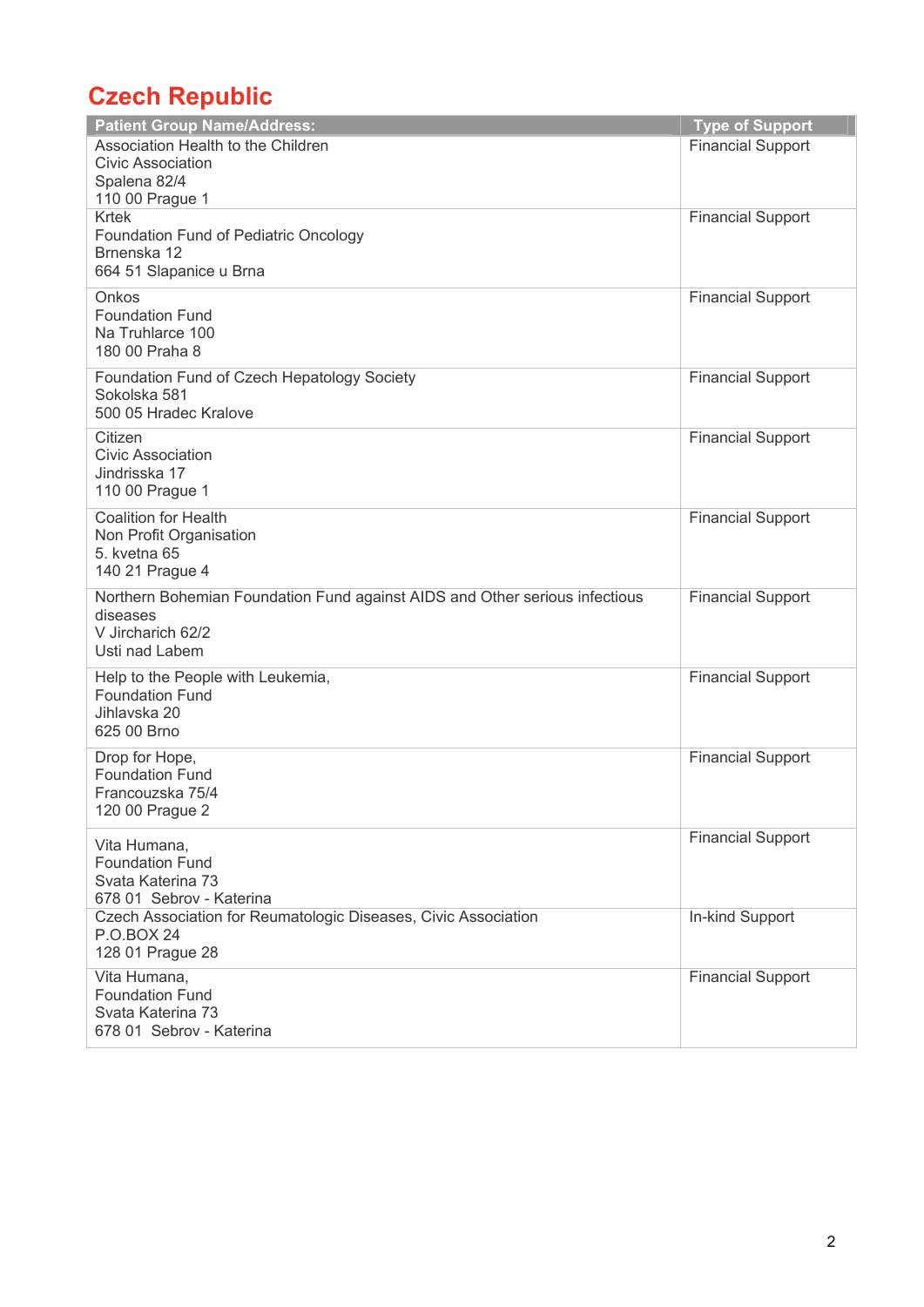## Czech Republic

| Patient Group Name/Address: | Type of Support |
|---|---|
| Association Health to the Children<br>Civic Association<br>Spalena 82/4<br>110 00 Prague 1 | Financial Support |
| Krtek<br>Foundation Fund of Pediatric Oncology<br>Brnenska 12<br>664 51 Slapanice u Brna | Financial Support |
| Onkos<br>Foundation Fund<br>Na Truhlarce 100<br>180 00 Praha 8 | Financial Support |
| Foundation Fund of Czech Hepatology Society<br>Sokolska 581<br>500 05 Hradec Kralove | Financial Support |
| Citizen<br>Civic Association<br>Jindrisska 17<br>110 00 Prague 1 | Financial Support |
| Coalition for Health<br>Non Profit Organisation<br>5. kvetna 65<br>140 21 Prague 4 | Financial Support |
| Northern Bohemian Foundation Fund against AIDS and Other serious infectious diseases<br>V Jircharich 62/2<br>Usti nad Labem | Financial Support |
| Help to the People with Leukemia,<br>Foundation Fund<br>Jihlavska 20<br>625 00 Brno | Financial Support |
| Drop for Hope,<br>Foundation Fund<br>Francouzska 75/4<br>120 00 Prague 2 | Financial Support |
| Vita Humana,<br>Foundation Fund<br>Svata Katerina 73<br>678 01 Sebrov - Katerina | Financial Support |
| Czech Association for Reumatologic Diseases, Civic Association<br>P.O.BOX 24<br>128 01 Prague 28 | In-kind Support |
| Vita Humana,<br>Foundation Fund<br>Svata Katerina 73<br>678 01 Sebrov - Katerina | Financial Support |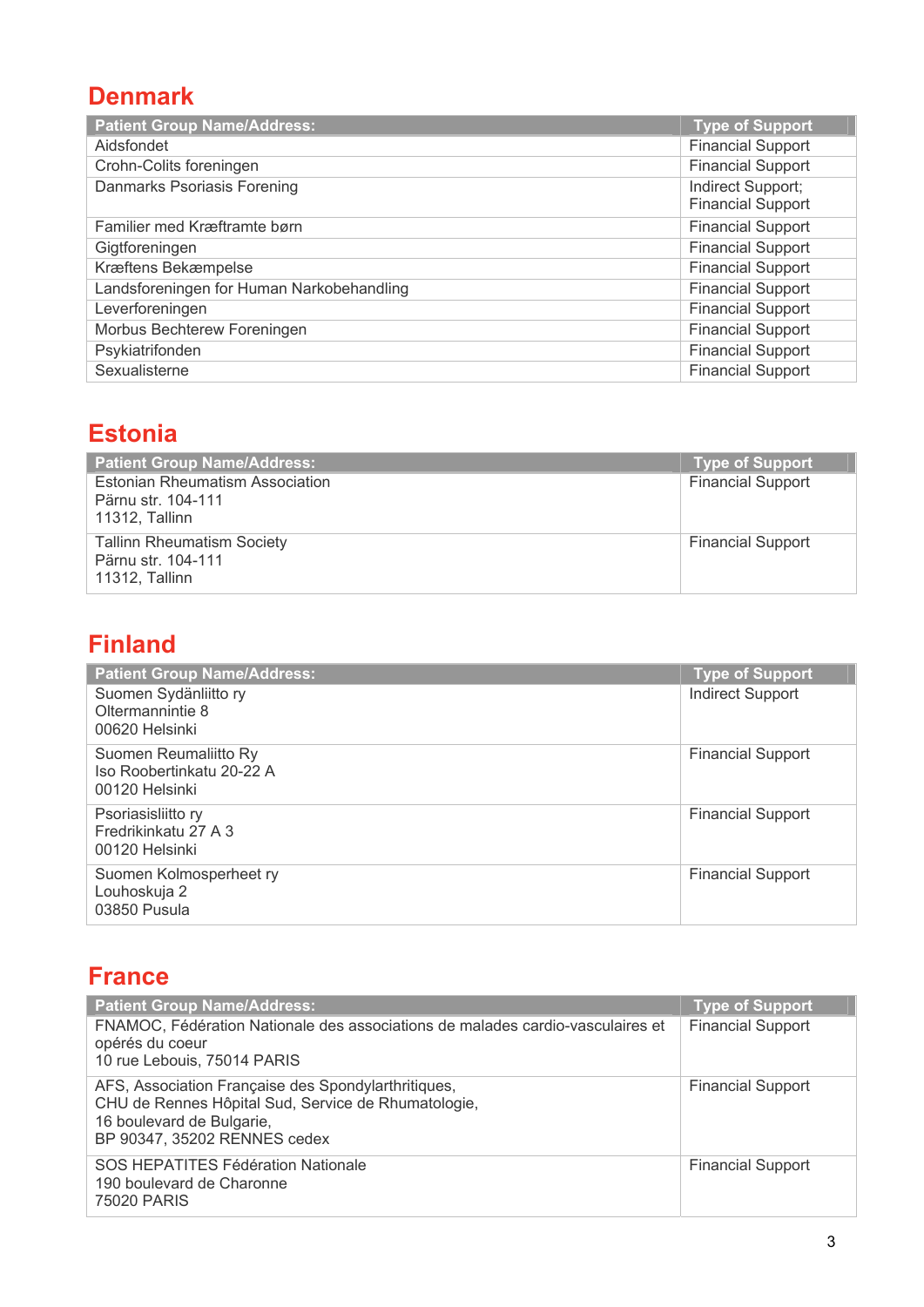## Denmark

| Patient Group Name/Address: | Type of Support |
|---|---|
| Aidsfondet | Financial Support |
| Crohn-Colits foreningen | Financial Support |
| Danmarks Psoriasis Forening | Indirect Support; Financial Support |
| Familier med Kræftramte børn | Financial Support |
| Gigtforeningen | Financial Support |
| Kræftens Bekæmpelse | Financial Support |
| Landsforeningen for Human Narkobehandling | Financial Support |
| Leverforeningen | Financial Support |
| Morbus Bechterew Foreningen | Financial Support |
| Psykiatrifonden | Financial Support |
| Sexualisterne | Financial Support |

## Estonia

| Patient Group Name/Address: | Type of Support |
|---|---|
| Estonian Rheumatism Association<br>Pärnu str. 104-111<br>11312, Tallinn | Financial Support |
| Tallinn Rheumatism Society<br>Pärnu str. 104-111<br>11312, Tallinn | Financial Support |

## Finland

| Patient Group Name/Address: | Type of Support |
|---|---|
| Suomen Sydänliitto ry<br>Oltermannintie 8<br>00620 Helsinki | Indirect Support |
| Suomen Reumaliitto Ry<br>Iso Roobertinkatu 20-22 A<br>00120 Helsinki | Financial Support |
| Psoriasisliitto ry<br>Fredrikinkatu 27 A 3<br>00120 Helsinki | Financial Support |
| Suomen Kolmosperheet ry<br>Louhoskuja 2<br>03850 Pusula | Financial Support |

## France

| Patient Group Name/Address: | Type of Support |
|---|---|
| FNAMOC, Fédération Nationale des associations de malades cardio-vasculaires et opérés du coeur<br>10 rue Lebouis, 75014 PARIS | Financial Support |
| AFS, Association Française des Spondylarthritiques,<br>CHU de Rennes Hôpital Sud, Service de Rhumatologie,<br>16 boulevard de Bulgarie,<br>BP 90347, 35202 RENNES cedex | Financial Support |
| SOS HEPATITES Fédération Nationale<br>190 boulevard de Charonne<br>75020 PARIS | Financial Support |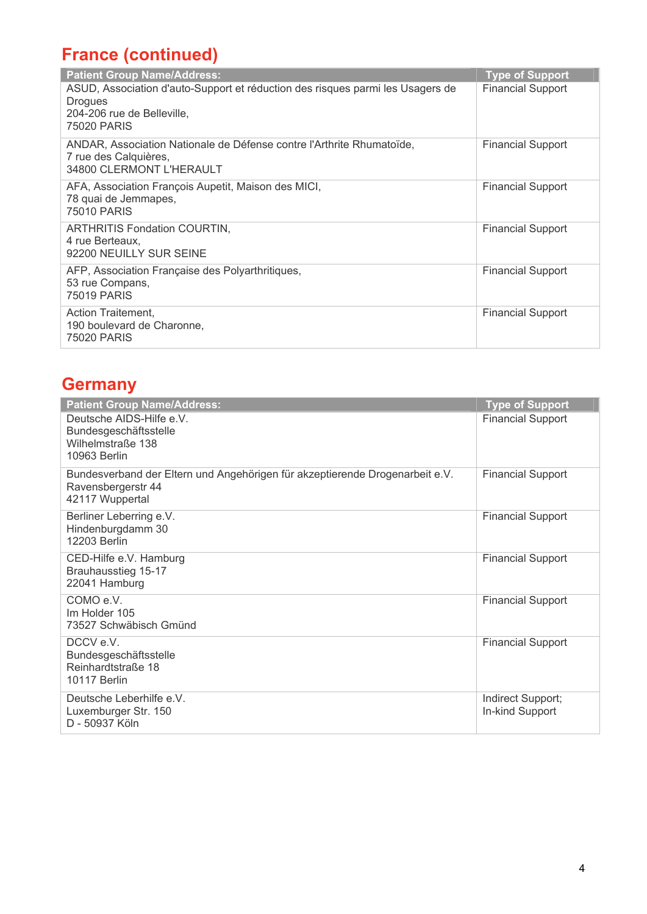## France (continued)

| Patient Group Name/Address: | Type of Support |
|---|---|
| ASUD, Association d'auto-Support et réduction des risques parmi les Usagers de Drogues<br>204-206 rue de Belleville,<br>75020 PARIS | Financial Support |
| ANDAR, Association Nationale de Défense contre l'Arthrite Rhumatoïde,<br>7 rue des Calquières,<br>34800 CLERMONT L'HERAULT | Financial Support |
| AFA, Association François Aupetit, Maison des MICI,<br>78 quai de Jemmapes,<br>75010 PARIS | Financial Support |
| ARTHRITIS Fondation COURTIN,<br>4 rue Berteaux,<br>92200 NEUILLY SUR SEINE | Financial Support |
| AFP, Association Française des Polyarthritiques,<br>53 rue Compans,<br>75019 PARIS | Financial Support |
| Action Traitement,<br>190 boulevard de Charonne,<br>75020 PARIS | Financial Support |

## Germany

| Patient Group Name/Address: | Type of Support |
|---|---|
| Deutsche AIDS-Hilfe e.V.<br>Bundesgeschäftsstelle<br>Wilhelmstraße 138<br>10963 Berlin | Financial Support |
| Bundesverband der Eltern und Angehörigen für akzeptierende Drogenarbeit e.V.<br>Ravensbergerstr 44<br>42117 Wuppertal | Financial Support |
| Berliner Leberring e.V.<br>Hindenburgdamm 30<br>12203 Berlin | Financial Support |
| CED-Hilfe e.V. Hamburg<br>Brauhausstieg 15-17<br>22041 Hamburg | Financial Support |
| COMO e.V.<br>Im Holder 105<br>73527 Schwäbisch Gmünd | Financial Support |
| DCCV e.V.<br>Bundesgeschäftsstelle<br>Reinhardtstraße 18<br>10117 Berlin | Financial Support |
| Deutsche Leberhilfe e.V.<br>Luxemburger Str. 150<br>D - 50937 Köln | Indirect Support;<br>In-kind Support |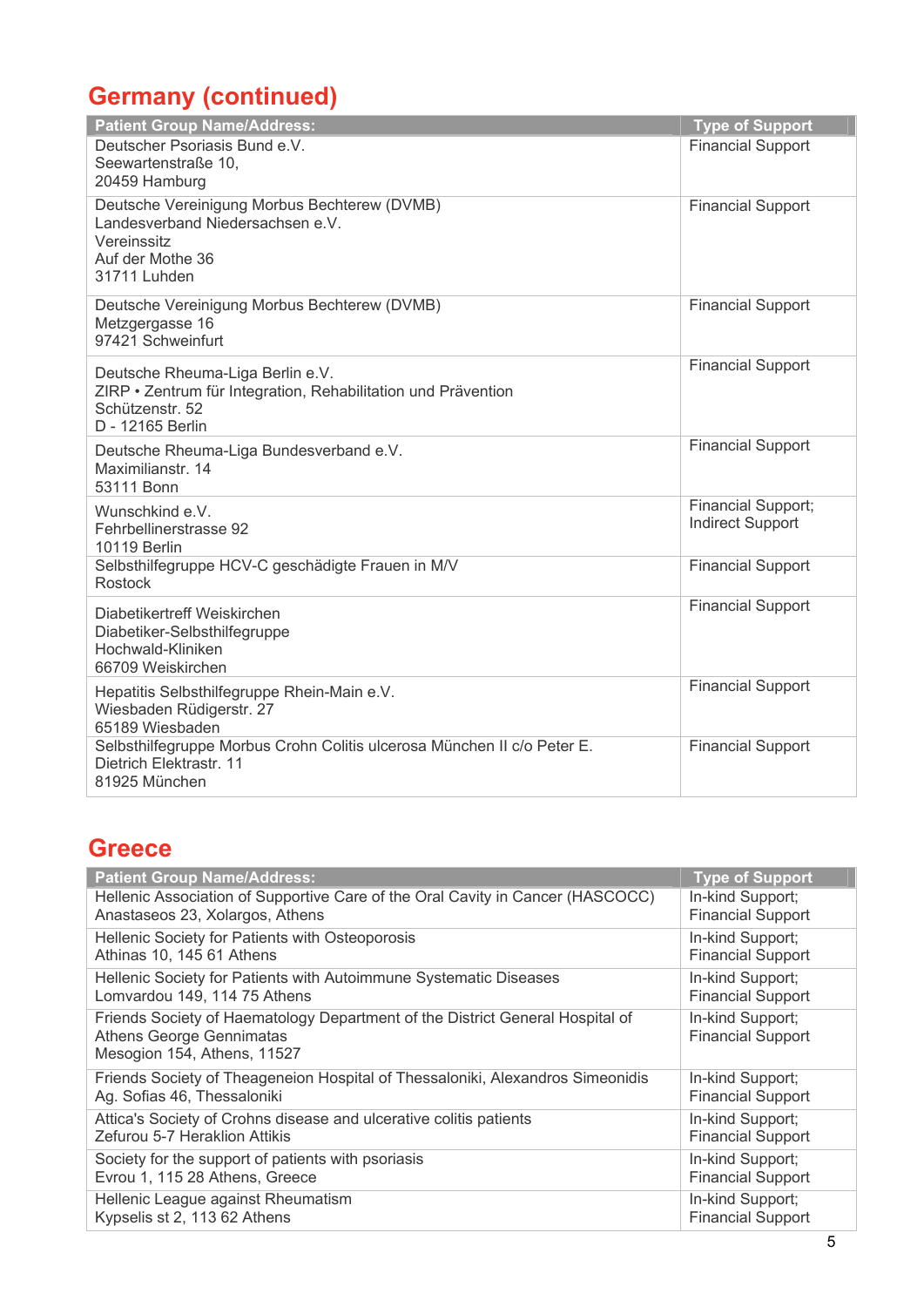## Germany (continued)

| Patient Group Name/Address: | Type of Support |
|---|---|
| Deutscher Psoriasis Bund e.V.<br>Seewartenstraße 10,<br>20459 Hamburg | Financial Support |
| Deutsche Vereinigung Morbus Bechterew (DVMB)<br>Landesverband Niedersachsen e.V.<br>Vereinssitz<br>Auf der Mothe 36<br>31711 Luhden | Financial Support |
| Deutsche Vereinigung Morbus Bechterew (DVMB)<br>Metzgergasse 16<br>97421 Schweinfurt | Financial Support |
| Deutsche Rheuma-Liga Berlin e.V.<br>ZIRP • Zentrum für Integration, Rehabilitation und Prävention<br>Schützenstr. 52<br>D - 12165 Berlin | Financial Support |
| Deutsche Rheuma-Liga Bundesverband e.V.<br>Maximilianstr. 14<br>53111 Bonn | Financial Support |
| Wunschkind e.V.<br>Fehrbellinerstrasse 92<br>10119 Berlin | Financial Support;<br>Indirect Support |
| Selbsthilfegruppe HCV-C geschädigte Frauen in M/V<br>Rostock | Financial Support |
| Diabetikertreff Weiskirchen<br>Diabetiker-Selbsthilfegruppe<br>Hochwald-Kliniken<br>66709 Weiskirchen | Financial Support |
| Hepatitis Selbsthilfegruppe Rhein-Main e.V.<br>Wiesbaden Rüdigerstr. 27<br>65189 Wiesbaden | Financial Support |
| Selbsthilfegruppe Morbus Crohn Colitis ulcerosa München II c/o Peter E.<br>Dietrich Elektrastr. 11<br>81925 München | Financial Support |

## Greece

| Patient Group Name/Address: | Type of Support |
|---|---|
| Hellenic Association of Supportive Care of the Oral Cavity in Cancer (HASCOCC)<br>Anastaseos 23, Xolargos, Athens | In-kind Support;<br>Financial Support |
| Hellenic Society for Patients with Osteoporosis<br>Athinas 10, 145 61 Athens | In-kind Support;<br>Financial Support |
| Hellenic Society for Patients with Autoimmune Systematic Diseases<br>Lomvardou 149, 114 75 Athens | In-kind Support;<br>Financial Support |
| Friends Society of Haematology Department of the District General Hospital of Athens George Gennimatas<br>Mesogion 154, Athens, 11527 | In-kind Support;<br>Financial Support |
| Friends Society of Theageneion Hospital of Thessaloniki, Alexandros Simeonidis<br>Ag. Sofias 46, Thessaloniki | In-kind Support;<br>Financial Support |
| Attica's Society of Crohns disease and ulcerative colitis patients<br>Zefurou 5-7 Heraklion Attikis | In-kind Support;<br>Financial Support |
| Society for the support of patients with psoriasis<br>Evrou 1, 115 28 Athens, Greece | In-kind Support;<br>Financial Support |
| Hellenic League against Rheumatism<br>Kypselis st 2, 113 62 Athens | In-kind Support;<br>Financial Support |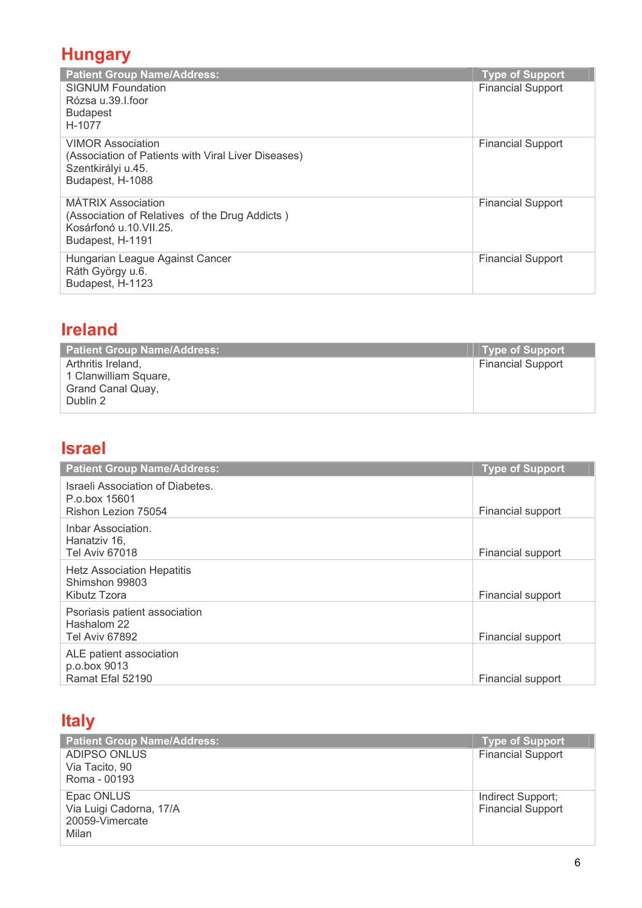## Hungary

| Patient Group Name/Address: | Type of Support |
|---|---|
| SIGNUM Foundation<br>Rózsa u.39.I.foor<br>Budapest<br>H-1077 | Financial Support |
| VIMOR Association<br>(Association of Patients with Viral Liver Diseases)<br>Szentkirályi u.45.<br>Budapest, H-1088 | Financial Support |
| MÁTRIX Association<br>(Association of Relatives of the Drug Addicts )<br>Kosárfonó u.10.VII.25.<br>Budapest, H-1191 | Financial Support |
| Hungarian League Against Cancer<br>Ráth György u.6.<br>Budapest, H-1123 | Financial Support |

## Ireland

| Patient Group Name/Address: | Type of Support |
|---|---|
| Arthritis Ireland,<br>1 Clanwilliam Square,<br>Grand Canal Quay,<br>Dublin 2 | Financial Support |

## Israel

| Patient Group Name/Address: | Type of Support |
|---|---|
| Israeli Association of Diabetes.<br>P.o.box 15601<br>Rishon Lezion 75054 | Financial support |
| Inbar Association.<br>Hanatziv 16,<br>Tel Aviv 67018 | Financial support |
| Hetz Association Hepatitis<br>Shimshon 99803<br>Kibutz Tzora | Financial support |
| Psoriasis patient association<br>Hashalom 22<br>Tel Aviv 67892 | Financial support |
| ALE patient association<br>p.o.box 9013<br>Ramat Efal 52190 | Financial support |

## Italy

| Patient Group Name/Address: | Type of Support |
|---|---|
| ADIPSO ONLUS<br>Via Tacito, 90<br>Roma - 00193 | Financial Support |
| Epac ONLUS<br>Via Luigi Cadorna, 17/A<br>20059-Vimercate<br>Milan | Indirect Support;<br>Financial Support |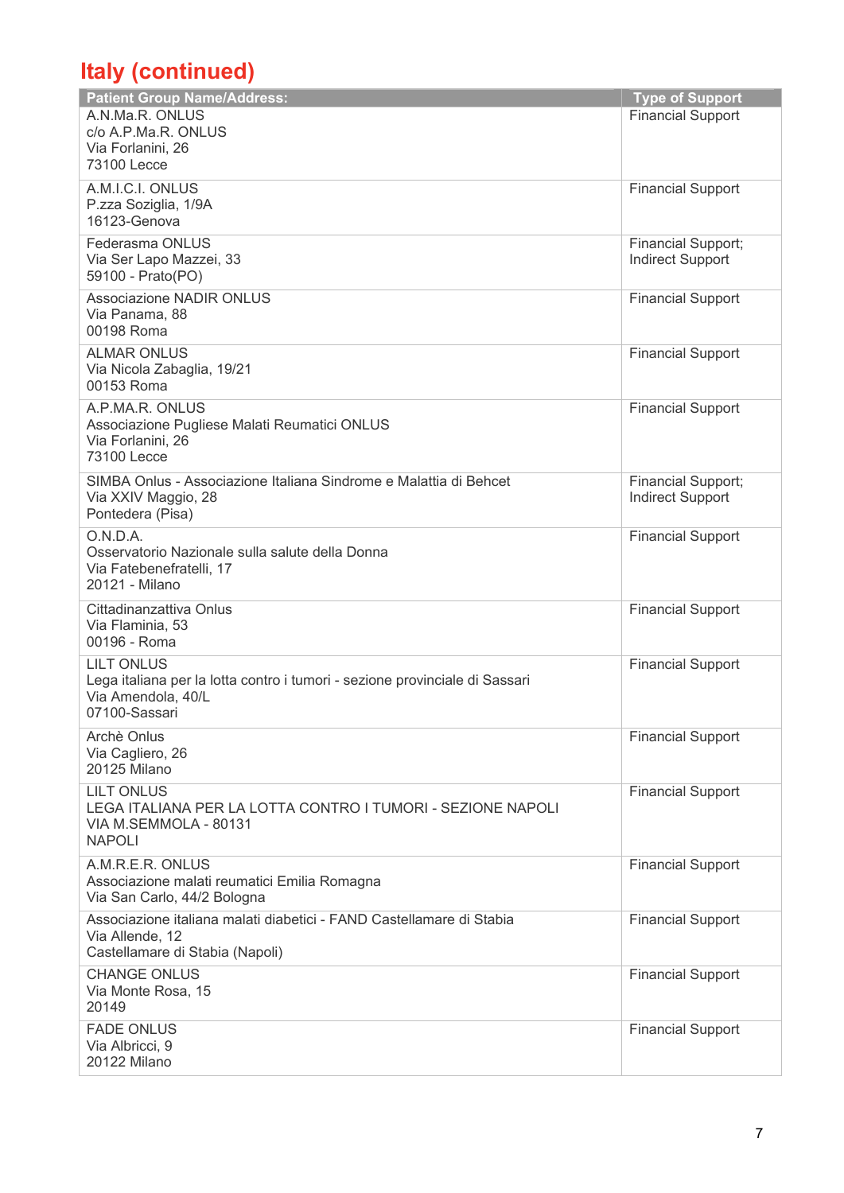# Italy (continued)

| Patient Group Name/Address: | Type of Support |
|---|---|
| A.N.Ma.R. ONLUS<br>c/o A.P.Ma.R. ONLUS<br>Via Forlanini, 26<br>73100 Lecce | Financial Support |
| A.M.I.C.I. ONLUS<br>P.zza Soziglia, 1/9A<br>16123-Genova | Financial Support |
| Federasma ONLUS<br>Via Ser Lapo Mazzei, 33<br>59100 - Prato(PO) | Financial Support;<br>Indirect Support |
| Associazione NADIR ONLUS<br>Via Panama, 88<br>00198 Roma | Financial Support |
| ALMAR ONLUS<br>Via Nicola Zabaglia, 19/21<br>00153 Roma | Financial Support |
| A.P.MA.R. ONLUS<br>Associazione Pugliese Malati Reumatici ONLUS<br>Via Forlanini, 26<br>73100 Lecce | Financial Support |
| SIMBA Onlus - Associazione Italiana Sindrome e Malattia di Behcet<br>Via XXIV Maggio, 28<br>Pontedera (Pisa) | Financial Support;<br>Indirect Support |
| O.N.D.A.<br>Osservatorio Nazionale sulla salute della Donna<br>Via Fatebenefratelli, 17<br>20121 - Milano | Financial Support |
| Cittadinanzattiva Onlus<br>Via Flaminia, 53<br>00196 - Roma | Financial Support |
| LILT ONLUS<br>Lega italiana per la lotta contro i tumori - sezione provinciale di Sassari<br>Via Amendola, 40/L<br>07100-Sassari | Financial Support |
| Archè Onlus<br>Via Cagliero, 26<br>20125 Milano | Financial Support |
| LILT ONLUS<br>LEGA ITALIANA PER LA LOTTA CONTRO I TUMORI - SEZIONE NAPOLI<br>VIA M.SEMMOLA - 80131<br>NAPOLI | Financial Support |
| A.M.R.E.R. ONLUS<br>Associazione malati reumatici Emilia Romagna<br>Via San Carlo, 44/2 Bologna | Financial Support |
| Associazione italiana malati diabetici - FAND Castellamare di Stabia<br>Via Allende, 12<br>Castellamare di Stabia (Napoli) | Financial Support |
| CHANGE ONLUS<br>Via Monte Rosa, 15<br>20149 | Financial Support |
| FADE ONLUS<br>Via Albricci, 9<br>20122 Milano | Financial Support |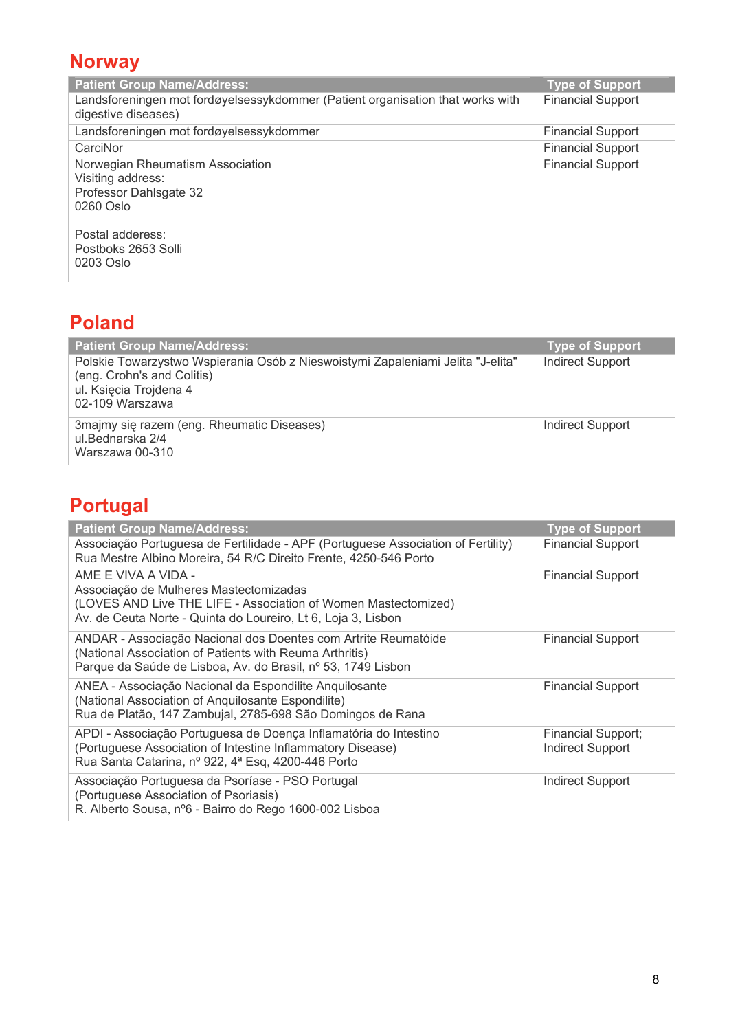## Norway

| Patient Group Name/Address: | Type of Support |
|---|---|
| Landsforeningen mot fordøyelsessykdommer (Patient organisation that works with digestive diseases) | Financial Support |
| Landsforeningen mot fordøyelsessykdommer | Financial Support |
| CarciNor | Financial Support |
| Norwegian Rheumatism Association<br>Visiting address:<br>Professor Dahlsgate 32<br>0260 Oslo<br><br>Postal adderess:<br>Postboks 2653 Solli<br>0203 Oslo | Financial Support |

## Poland

| Patient Group Name/Address: | Type of Support |
|---|---|
| Polskie Towarzystwo Wspierania Osób z Nieswoistymi Zapaleniami Jelita "J-elita" (eng. Crohn's and Colitis)<br>ul. Księcia Trojdena 4<br>02-109 Warszawa | Indirect Support |
| 3majmy się razem (eng. Rheumatic Diseases)<br>ul.Bednarska 2/4<br>Warszawa 00-310 | Indirect Support |

## Portugal

| Patient Group Name/Address: | Type of Support |
|---|---|
| Associação Portuguesa de Fertilidade - APF (Portuguese Association of Fertility)<br>Rua Mestre Albino Moreira, 54 R/C Direito Frente, 4250-546 Porto | Financial Support |
| AME E VIVA A VIDA -<br>Associação de Mulheres Mastectomizadas<br>(LOVES AND Live THE LIFE - Association of Women Mastectomized)<br>Av. de Ceuta Norte - Quinta do Loureiro, Lt 6, Loja 3, Lisbon | Financial Support |
| ANDAR - Associação Nacional dos Doentes com Artrite Reumatóide<br>(National Association of Patients with Reuma Arthritis)<br>Parque da Saúde de Lisboa, Av. do Brasil, nº 53, 1749 Lisbon | Financial Support |
| ANEA - Associação Nacional da Espondilite Anquilosante<br>(National Association of Anquilosante Espondilite)<br>Rua de Platão, 147 Zambujal, 2785-698 São Domingos de Rana | Financial Support |
| APDI - Associação Portuguesa de Doença Inflamatória do Intestino<br>(Portuguese Association of Intestine Inflammatory Disease)<br>Rua Santa Catarina, nº 922, 4ª Esq, 4200-446 Porto | Financial Support;<br>Indirect Support |
| Associação Portuguesa da Psoríase - PSO Portugal<br>(Portuguese Association of Psoriasis)<br>R. Alberto Sousa, nº6 - Bairro do Rego 1600-002 Lisboa | Indirect Support |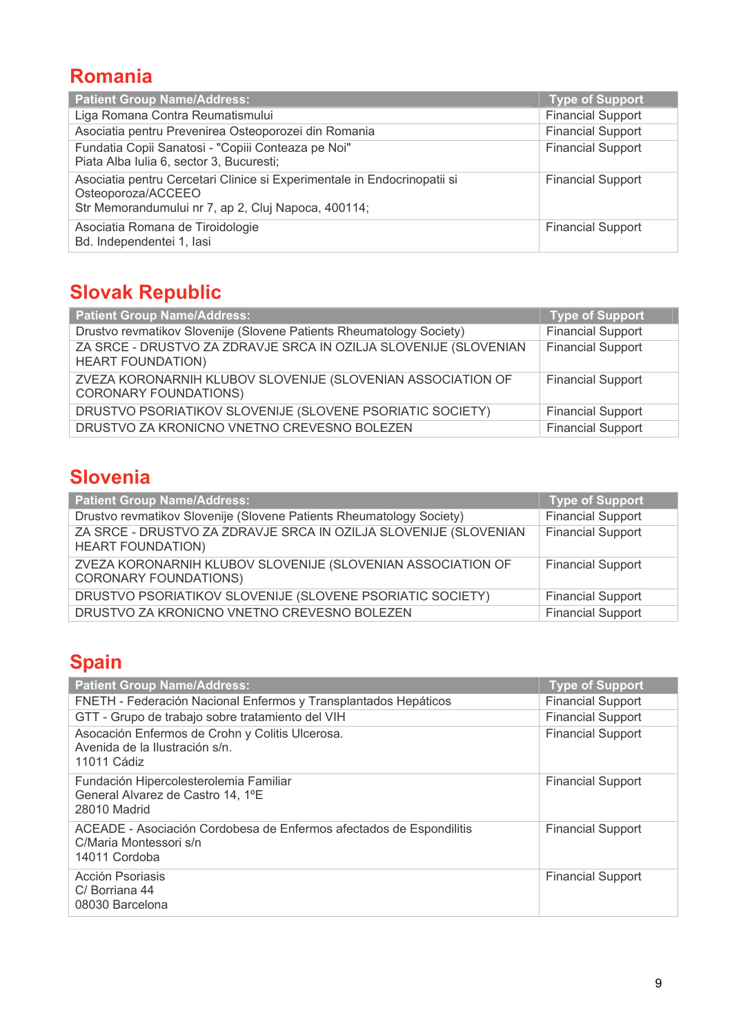## Romania

| Patient Group Name/Address: | Type of Support |
|---|---|
| Liga Romana Contra Reumatismului | Financial Support |
| Asociatia pentru Prevenirea Osteoporozei din Romania | Financial Support |
| Fundatia Copii Sanatosi - "Copiii Conteaza pe Noi"<br>Piata Alba Iulia 6, sector 3, Bucuresti; | Financial Support |
| Asociatia pentru Cercetari Clinice si Experimentale in Endocrinopatii si Osteoporoza/ACCEEO<br>Str Memorandumului nr 7, ap 2, Cluj Napoca, 400114; | Financial Support |
| Asociatia Romana de Tiroidologie<br>Bd. Independentei 1, Iasi | Financial Support |

## Slovak Republic

| Patient Group Name/Address: | Type of Support |
|---|---|
| Drustvo revmatikov Slovenije (Slovene Patients Rheumatology Society) | Financial Support |
| ZA SRCE - DRUSTVO ZA ZDRAVJE SRCA IN OZILJA SLOVENIJE (SLOVENIAN HEART FOUNDATION) | Financial Support |
| ZVEZA KORONARNIH KLUBOV SLOVENIJE (SLOVENIAN ASSOCIATION OF CORONARY FOUNDATIONS) | Financial Support |
| DRUSTVO PSORIATIKOV SLOVENIJE (SLOVENE PSORIATIC SOCIETY) | Financial Support |
| DRUSTVO ZA KRONICNO VNETNO CREVESNO BOLEZEN | Financial Support |

## Slovenia

| Patient Group Name/Address: | Type of Support |
|---|---|
| Drustvo revmatikov Slovenije (Slovene Patients Rheumatology Society) | Financial Support |
| ZA SRCE - DRUSTVO ZA ZDRAVJE SRCA IN OZILJA SLOVENIJE (SLOVENIAN HEART FOUNDATION) | Financial Support |
| ZVEZA KORONARNIH KLUBOV SLOVENIJE (SLOVENIAN ASSOCIATION OF CORONARY FOUNDATIONS) | Financial Support |
| DRUSTVO PSORIATIKOV SLOVENIJE (SLOVENE PSORIATIC SOCIETY) | Financial Support |
| DRUSTVO ZA KRONICNO VNETNO CREVESNO BOLEZEN | Financial Support |

## Spain

| Patient Group Name/Address: | Type of Support |
|---|---|
| FNETH - Federación Nacional Enfermos y Transplantados Hepáticos | Financial Support |
| GTT - Grupo de trabajo sobre tratamiento del VIH | Financial Support |
| Asocación Enfermos de Crohn y Colitis Ulcerosa.<br>Avenida de la Ilustración s/n.<br>11011 Cádiz | Financial Support |
| Fundación Hipercolesterolemia Familiar<br>General Alvarez de Castro 14, 1ºE<br>28010 Madrid | Financial Support |
| ACEADE - Asociación Cordobesa de Enfermos afectados de Espondilitis<br>C/Maria Montessori s/n<br>14011 Cordoba | Financial Support |
| Acción Psoriasis<br>C/ Borriana 44<br>08030 Barcelona | Financial Support |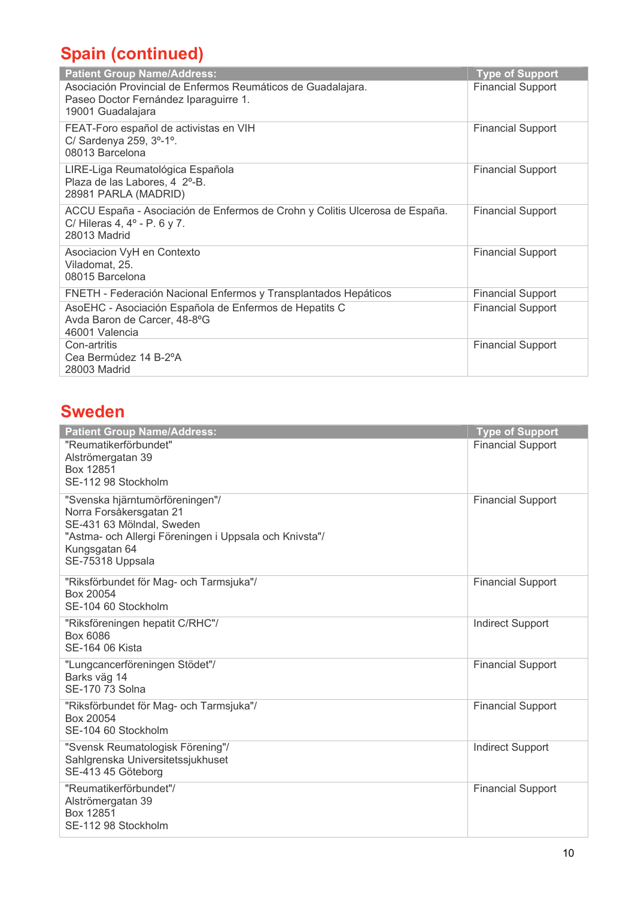## Spain (continued)

| Patient Group Name/Address: | Type of Support |
|---|---|
| Asociación Provincial de Enfermos Reumáticos de Guadalajara.<br>Paseo Doctor Fernández Iparaguirre 1.<br>19001 Guadalajara | Financial Support |
| FEAT-Foro español de activistas en VIH<br>C/ Sardenya 259, 3º-1º.<br>08013 Barcelona | Financial Support |
| LIRE-Liga Reumatológica Española<br>Plaza de las Labores, 4 2º-B.<br>28981 PARLA (MADRID) | Financial Support |
| ACCU España - Asociación de Enfermos de Crohn y Colitis Ulcerosa de España.<br>C/ Hileras 4, 4º - P. 6 y 7.<br>28013 Madrid | Financial Support |
| Asociacion VyH en Contexto<br>Viladomat, 25.<br>08015 Barcelona | Financial Support |
| FNETH - Federación Nacional Enfermos y Transplantados Hepáticos | Financial Support |
| AsoEHC - Asociación Española de Enfermos de Hepatits C<br>Avda Baron de Carcer, 48-8ºG<br>46001 Valencia | Financial Support |
| Con-artritis<br>Cea Bermúdez 14 B-2ºA<br>28003 Madrid | Financial Support |

## Sweden

| Patient Group Name/Address: | Type of Support |
|---|---|
| "Reumatikerförbundet"<br>Alströmergatan 39<br>Box 12851<br>SE-112 98 Stockholm | Financial Support |
| "Svenska hjärntumörföreningen"/<br>Norra Forsåkersgatan 21<br>SE-431 63 Mölndal, Sweden<br>"Astma- och Allergi Föreningen i Uppsala och Knivsta"/<br>Kungsgatan 64<br>SE-75318 Uppsala | Financial Support |
| "Riksförbundet för Mag- och Tarmsjuka"/<br>Box 20054<br>SE-104 60 Stockholm | Financial Support |
| "Riksföreningen hepatit C/RHC"/<br>Box 6086<br>SE-164 06 Kista | Indirect Support |
| "Lungcancerföreningen Stödet"/<br>Barks väg 14<br>SE-170 73 Solna | Financial Support |
| "Riksförbundet för Mag- och Tarmsjuka"/<br>Box 20054<br>SE-104 60 Stockholm | Financial Support |
| "Svensk Reumatologisk Förening"/<br>Sahlgrenska Universitetssjukhuset<br>SE-413 45 Göteborg | Indirect Support |
| "Reumatikerförbundet"/<br>Alströmergatan 39<br>Box 12851<br>SE-112 98 Stockholm | Financial Support |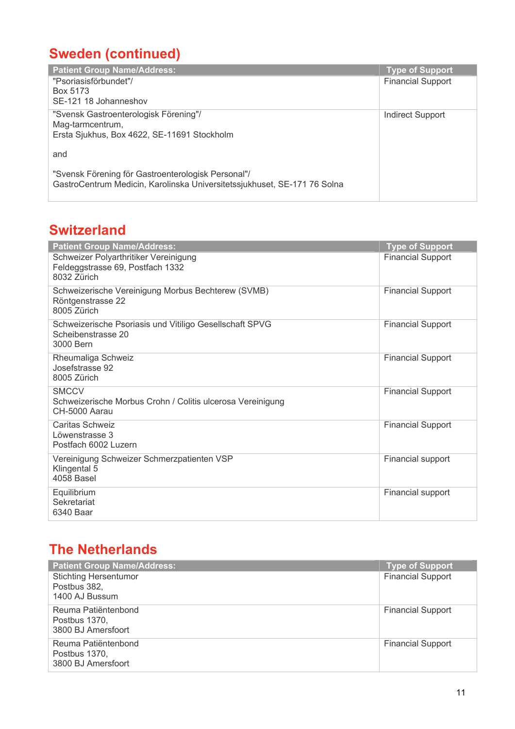## Sweden (continued)

| Patient Group Name/Address: | Type of Support |
|---|---|
| "Psoriasisförbundet"/<br>Box 5173<br>SE-121 18 Johanneshov | Financial Support |
| "Svensk Gastroenterologisk Förening"/<br>Mag-tarmcentrum,<br>Ersta Sjukhus, Box 4622, SE-11691 Stockholm<br><br>and<br><br>"Svensk Förening för Gastroenterologisk Personal"/<br>GastroCentrum Medicin, Karolinska Universitetssjukhuset, SE-171 76 Solna | Indirect Support |

## Switzerland

| Patient Group Name/Address: | Type of Support |
|---|---|
| Schweizer Polyarthritiker Vereinigung<br>Feldeggstrasse 69, Postfach 1332<br>8032 Zürich | Financial Support |
| Schweizerische Vereinigung Morbus Bechterew (SVMB)<br>Röntgenstrasse 22<br>8005 Zürich | Financial Support |
| Schweizerische Psoriasis und Vitiligo Gesellschaft SPVG<br>Scheibenstrasse 20<br>3000 Bern | Financial Support |
| Rheumaliga Schweiz<br>Josefstrasse 92<br>8005 Zürich | Financial Support |
| SMCCV<br>Schweizerische Morbus Crohn / Colitis ulcerosa Vereinigung<br>CH-5000 Aarau | Financial Support |
| Caritas Schweiz<br>Löwenstrasse 3<br>Postfach 6002 Luzern | Financial Support |
| Vereinigung Schweizer Schmerzpatienten VSP<br>Klingental 5<br>4058 Basel | Financial support |
| Equilibrium<br>Sekretariat<br>6340 Baar | Financial support |

## The Netherlands

| Patient Group Name/Address: | Type of Support |
|---|---|
| Stichting Hersentumor<br>Postbus 382,<br>1400 AJ Bussum | Financial Support |
| Reuma Patiëntenbond<br>Postbus 1370,<br>3800 BJ Amersfoort | Financial Support |
| Reuma Patiëntenbond<br>Postbus 1370,<br>3800 BJ Amersfoort | Financial Support |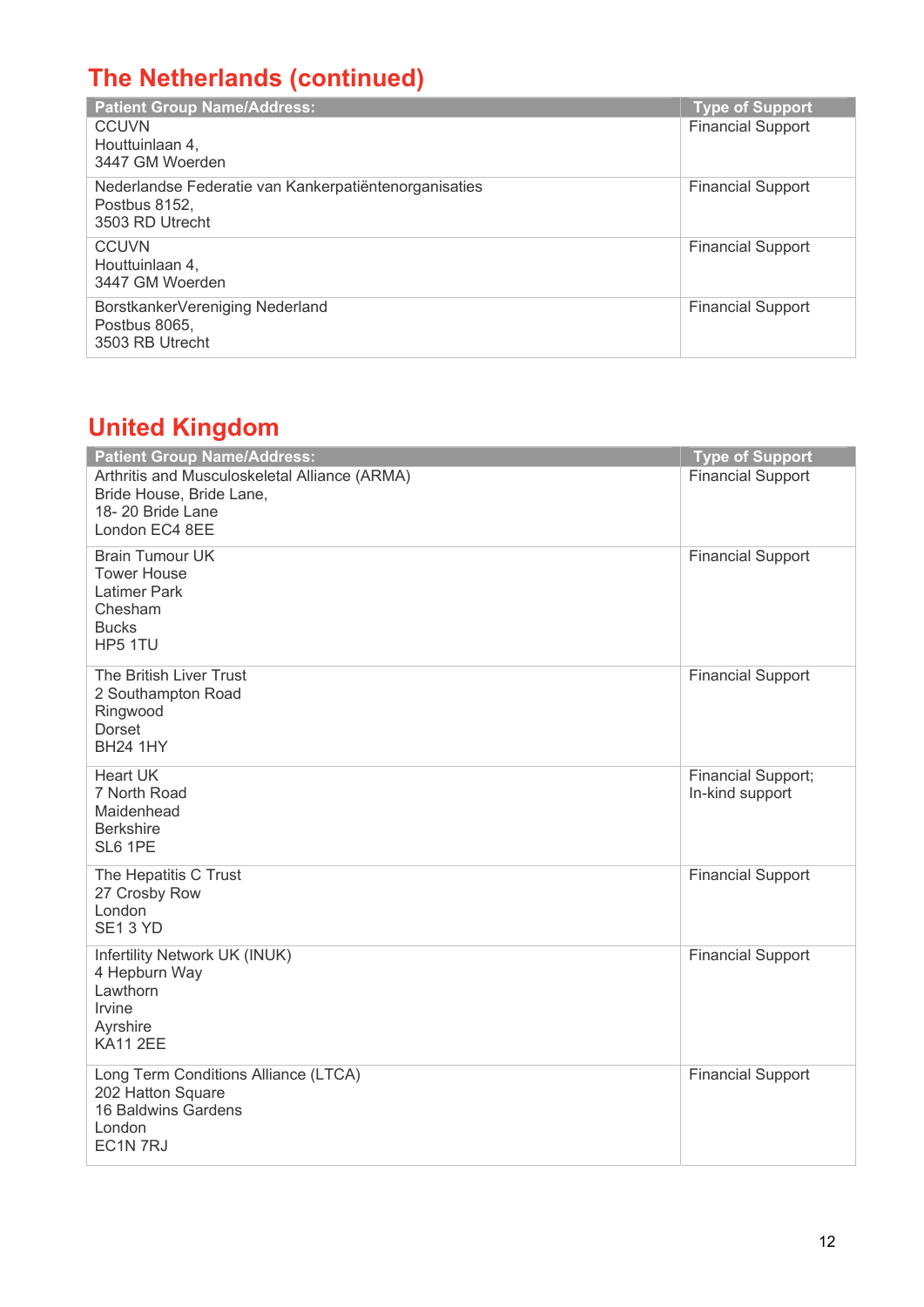## The Netherlands (continued)

| Patient Group Name/Address: | Type of Support |
|---|---|
| CCUVN<br>Houttuinlaan 4,<br>3447 GM Woerden | Financial Support |
| Nederlandse Federatie van Kankerpatiëntenorganisaties<br>Postbus 8152,<br>3503 RD Utrecht | Financial Support |
| CCUVN<br>Houttuinlaan 4,<br>3447 GM Woerden | Financial Support |
| BorstkankerVereniging Nederland<br>Postbus 8065,<br>3503 RB Utrecht | Financial Support |

## United Kingdom

| Patient Group Name/Address: | Type of Support |
|---|---|
| Arthritis and Musculoskeletal Alliance (ARMA)<br>Bride House, Bride Lane,<br>18- 20 Bride Lane<br>London EC4 8EE | Financial Support |
| Brain Tumour UK<br>Tower House<br>Latimer Park<br>Chesham<br>Bucks<br>HP5 1TU | Financial Support |
| The British Liver Trust<br>2 Southampton Road<br>Ringwood<br>Dorset<br>BH24 1HY | Financial Support |
| Heart UK<br>7 North Road<br>Maidenhead<br>Berkshire<br>SL6 1PE | Financial Support;<br>In-kind support |
| The Hepatitis C Trust<br>27 Crosby Row<br>London<br>SE1 3 YD | Financial Support |
| Infertility Network UK (INUK)<br>4 Hepburn Way<br>Lawthorn<br>Irvine<br>Ayrshire<br>KA11 2EE | Financial Support |
| Long Term Conditions Alliance (LTCA)<br>202 Hatton Square<br>16 Baldwins Gardens<br>London<br>EC1N 7RJ | Financial Support |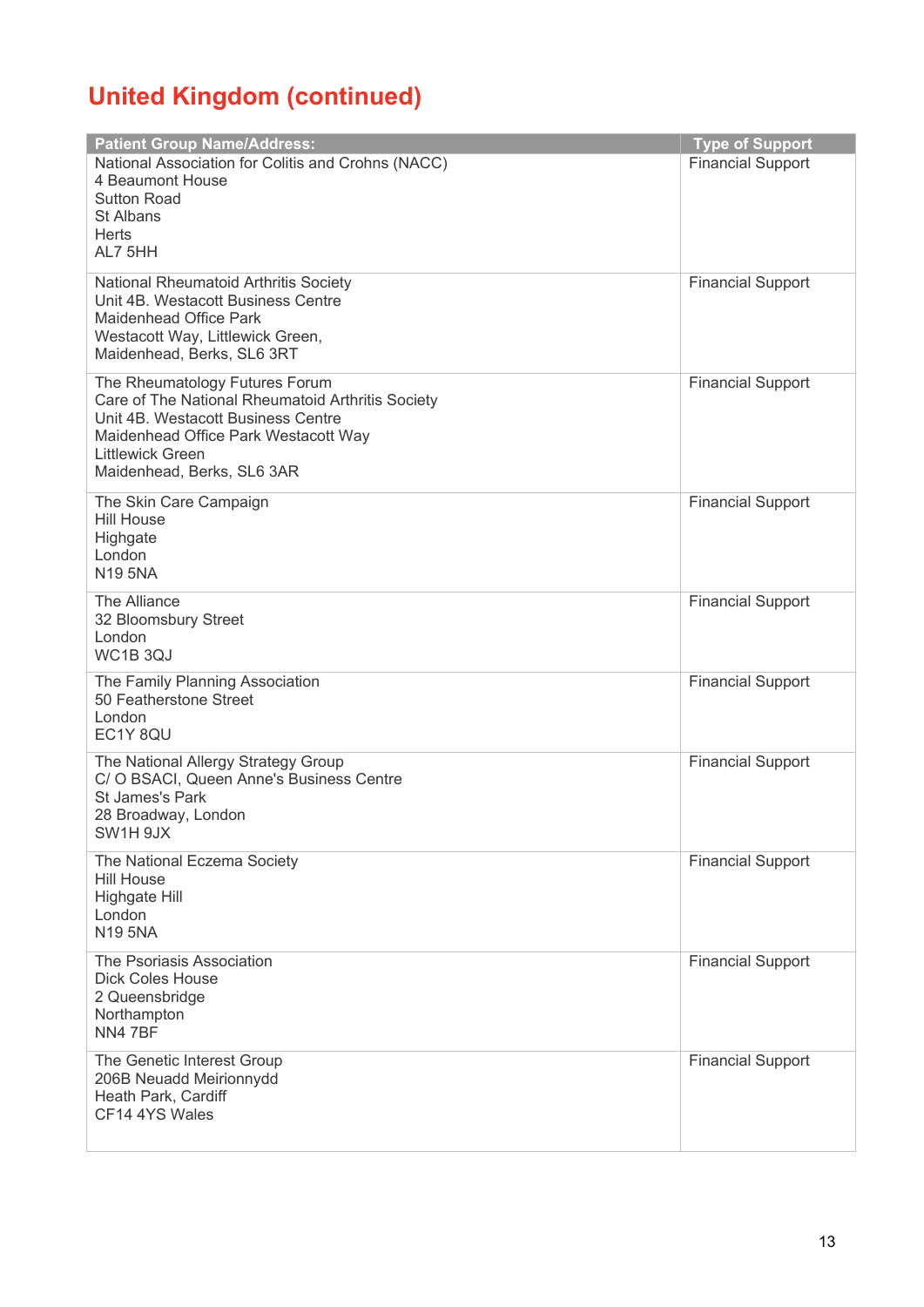# United Kingdom (continued)

| Patient Group Name/Address: | Type of Support |
|---|---|
| National Association for Colitis and Crohns (NACC)<br>4 Beaumont House<br>Sutton Road<br>St Albans<br>Herts<br>AL7 5HH | Financial Support |
| National Rheumatoid Arthritis Society<br>Unit 4B. Westacott Business Centre<br>Maidenhead Office Park<br>Westacott Way, Littlewick Green,<br>Maidenhead, Berks, SL6 3RT | Financial Support |
| The Rheumatology Futures Forum<br>Care of The National Rheumatoid Arthritis Society<br>Unit 4B. Westacott Business Centre<br>Maidenhead Office Park Westacott Way<br>Littlewick Green<br>Maidenhead, Berks, SL6 3AR | Financial Support |
| The Skin Care Campaign<br>Hill House<br>Highgate<br>London<br>N19 5NA | Financial Support |
| The Alliance<br>32 Bloomsbury Street<br>London<br>WC1B 3QJ | Financial Support |
| The Family Planning Association<br>50 Featherstone Street<br>London<br>EC1Y 8QU | Financial Support |
| The National Allergy Strategy Group<br>C/ O BSACI, Queen Anne's Business Centre<br>St James's Park<br>28 Broadway, London<br>SW1H 9JX | Financial Support |
| The National Eczema Society<br>Hill House<br>Highgate Hill<br>London<br>N19 5NA | Financial Support |
| The Psoriasis Association<br>Dick Coles House<br>2 Queensbridge<br>Northampton<br>NN4 7BF | Financial Support |
| The Genetic Interest Group<br>206B Neuadd Meirionnydd<br>Heath Park, Cardiff<br>CF14 4YS Wales | Financial Support |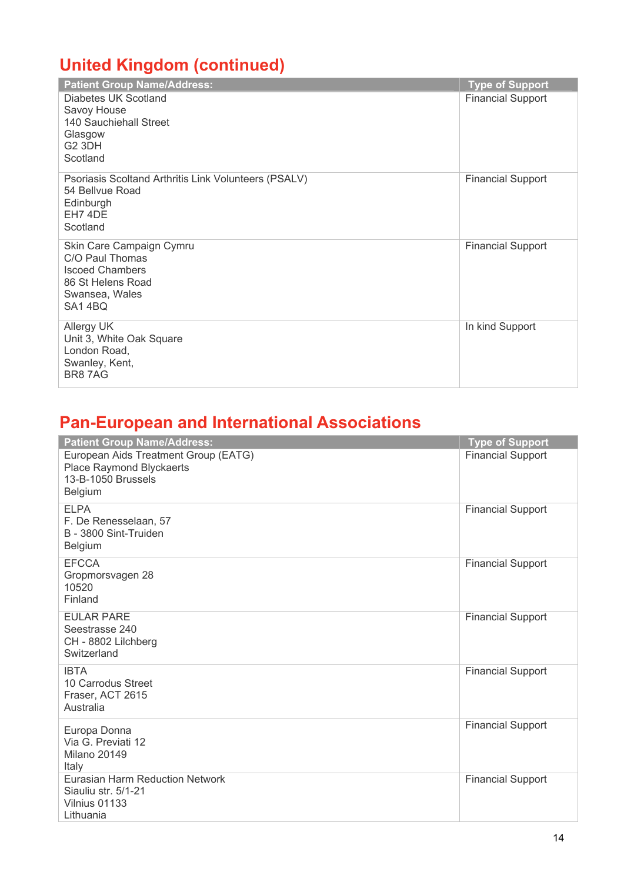## United Kingdom (continued)

| Patient Group Name/Address: | Type of Support |
|---|---|
| Diabetes UK Scotland<br>Savoy House<br>140 Sauchiehall Street<br>Glasgow<br>G2 3DH<br>Scotland | Financial Support |
| Psoriasis Scoltand Arthritis Link Volunteers (PSALV)<br>54 Bellvue Road<br>Edinburgh<br>EH7 4DE<br>Scotland | Financial Support |
| Skin Care Campaign Cymru<br>C/O Paul Thomas<br>Iscoed Chambers<br>86 St Helens Road<br>Swansea, Wales<br>SA1 4BQ | Financial Support |
| Allergy UK<br>Unit 3, White Oak Square<br>London Road,<br>Swanley, Kent,<br>BR8 7AG | In kind Support |

## Pan-European and International Associations

| Patient Group Name/Address: | Type of Support |
|---|---|
| European Aids Treatment Group (EATG)<br>Place Raymond Blyckaerts<br>13-B-1050 Brussels<br>Belgium | Financial Support |
| ELPA<br>F. De Renesselaan, 57<br>B - 3800 Sint-Truiden<br>Belgium | Financial Support |
| EFCCA<br>Gropmorsvagen 28<br>10520<br>Finland | Financial Support |
| EULAR PARE<br>Seestrasse 240<br>CH - 8802 Lilchberg<br>Switzerland | Financial Support |
| IBTA<br>10 Carrodus Street<br>Fraser, ACT 2615<br>Australia | Financial Support |
| Europa Donna<br>Via G. Previati 12<br>Milano 20149<br>Italy | Financial Support |
| Eurasian Harm Reduction Network<br>Siauliu str. 5/1-21<br>Vilnius 01133<br>Lithuania | Financial Support |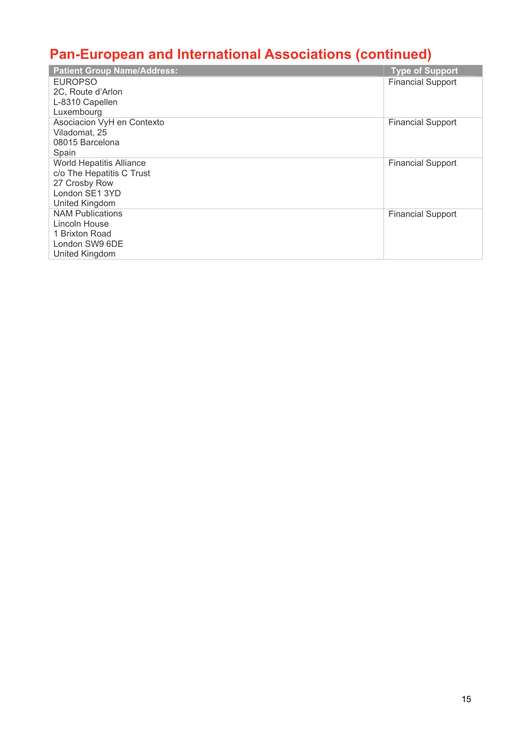## Pan-European and International Associations (continued)

| Patient Group Name/Address: | Type of Support |
| --- | --- |
| EUROPSO<br>2C, Route d'Arlon<br>L-8310 Capellen<br>Luxembourg | Financial Support |
| Asociacion VyH en Contexto<br>Viladomat, 25<br>08015 Barcelona<br>Spain | Financial Support |
| World Hepatitis Alliance<br>c/o The Hepatitis C Trust<br>27 Crosby Row<br>London SE1 3YD<br>United Kingdom | Financial Support |
| NAM Publications<br>Lincoln House<br>1 Brixton Road<br>London SW9 6DE<br>United Kingdom | Financial Support |